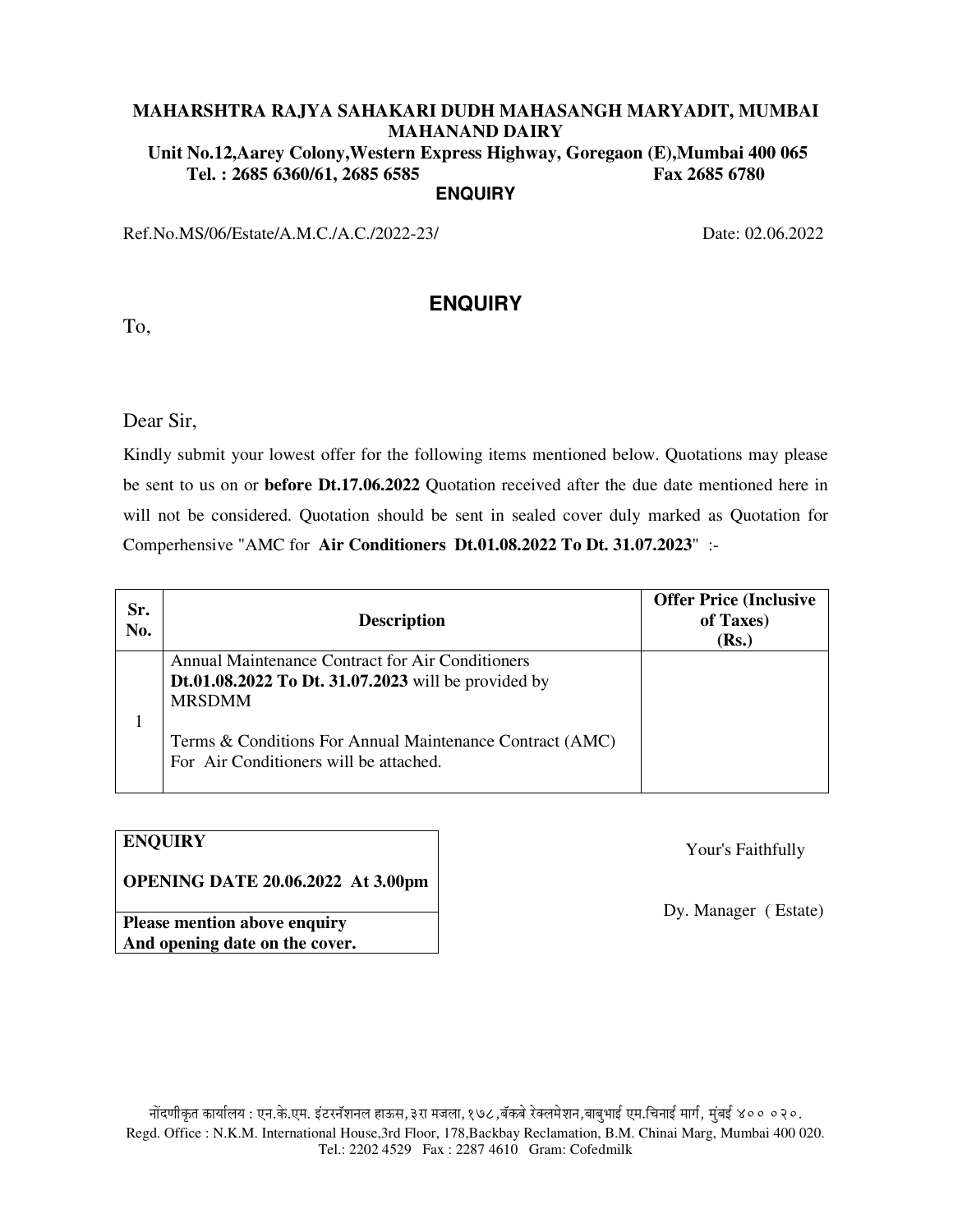**MAHARSHTRA RAJYA SAHAKARI DUDH MAHASANGH MARYADIT, MUMBAI**
**MAHANAND DAIRY**
**Unit No.12,Aarey Colony,Western Express Highway, Goregaon (E),Mumbai 400 065**
**Tel. : 2685 6360/61, 2685 6585 Fax 2685 6780**

**ENQUIRY**

Ref.No.MS/06/Estate/A.M.C./A.C./2022-23/ Date: 02.06.2022

## ENQUIRY

To,

Dear Sir,

Kindly submit your lowest offer for the following items mentioned below. Quotations may please be sent to us on or **before Dt.17.06.2022** Quotation received after the due date mentioned here in will not be considered. Quotation should be sent in sealed cover duly marked as Quotation for Comperhensive "AMC for **Air Conditioners Dt.01.08.2022 To Dt. 31.07.2023**" :-

| Sr. No. | Description | Offer Price (Inclusive of Taxes) (Rs.) |
|---|---|---|
| 1 | Annual Maintenance Contract for Air Conditioners **Dt.01.08.2022 To Dt. 31.07.2023** will be provided by MRSDMM<br><br>Terms & Conditions For Annual Maintenance Contract (AMC) For Air Conditioners will be attached. | |

| **ENQUIRY**<br><br>**OPENING DATE 20.06.2022 At 3.00pm** |
|---|
| **Please mention above enquiry And opening date on the cover.** |

Your's Faithfully

Dy. Manager ( Estate)

नोंदणीकृत कार्यालय : एन.के.एम. इंटरनॅशनल हाऊस, ३ रा मजला, १७८, बॅकबे रेक्लमेशन, बाबुभाई एम.चिनाई मार्ग, मुंबई ४०० ०२०.
Regd. Office : N.K.M. International House,3rd Floor, 178,Backbay Reclamation, B.M. Chinai Marg, Mumbai 400 020.
Tel.: 2202 4529 Fax : 2287 4610 Gram: Cofedmilk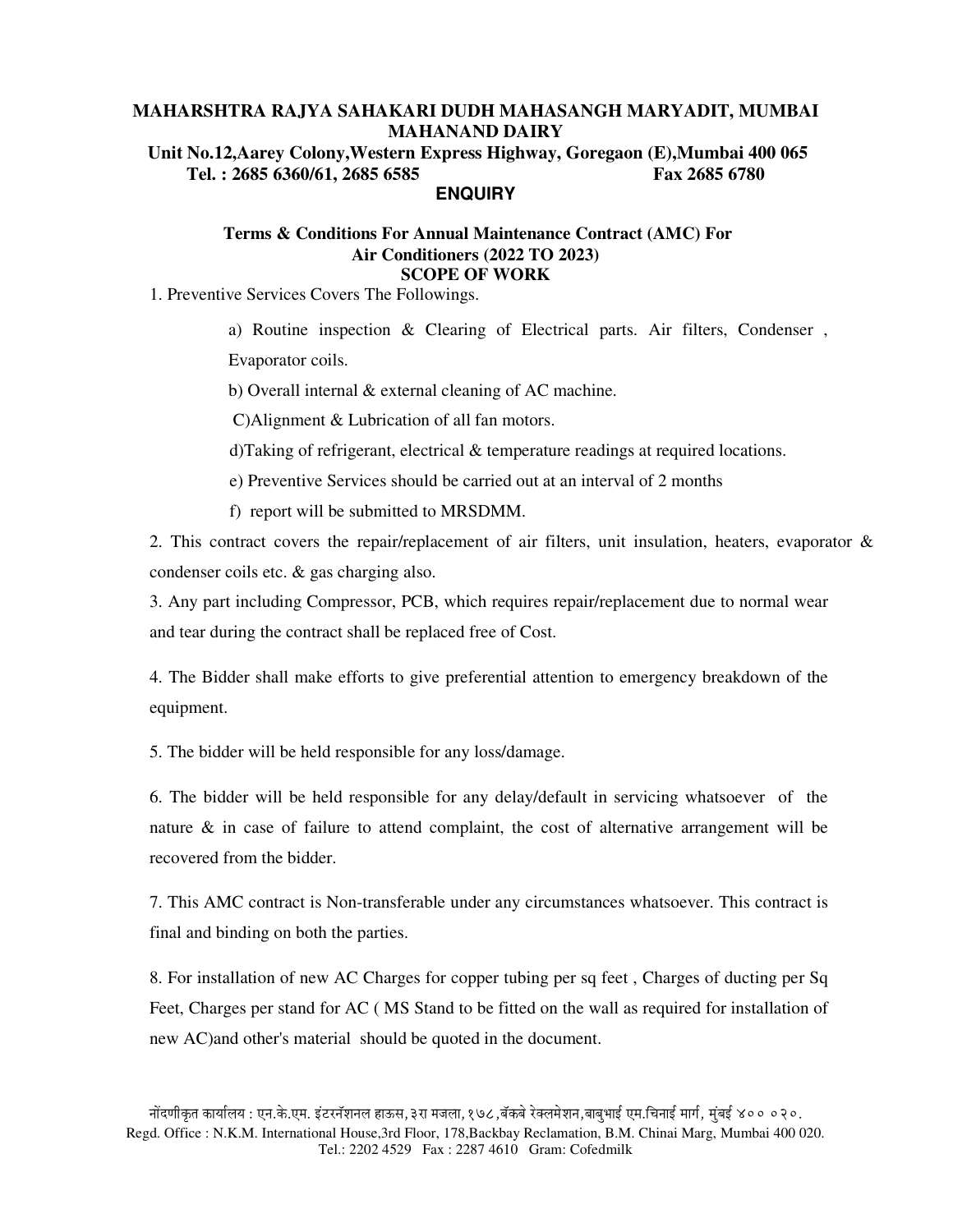**MAHARSHTRA RAJYA SAHAKARI DUDH MAHASANGH MARYADIT, MUMBAI**
**MAHANAND DAIRY**
**Unit No.12,Aarey Colony,Western Express Highway, Goregaon (E),Mumbai 400 065**
**Tel. : 2685 6360/61, 2685 6585 Fax 2685 6780**

**ENQUIRY**

**Terms & Conditions For Annual Maintenance Contract (AMC) For Air Conditioners (2022 TO 2023)**

**SCOPE OF WORK**

1. Preventive Services Covers The Followings.

   a) Routine inspection & Clearing of Electrical parts. Air filters, Condenser , Evaporator coils.

   b) Overall internal & external cleaning of AC machine.

   C)Alignment & Lubrication of all fan motors.

   d)Taking of refrigerant, electrical & temperature readings at required locations.

   e) Preventive Services should be carried out at an interval of 2 months

   f) report will be submitted to MRSDMM.

2. This contract covers the repair/replacement of air filters, unit insulation, heaters, evaporator & condenser coils etc. & gas charging also.

3. Any part including Compressor, PCB, which requires repair/replacement due to normal wear and tear during the contract shall be replaced free of Cost.

4. The Bidder shall make efforts to give preferential attention to emergency breakdown of the equipment.

5. The bidder will be held responsible for any loss/damage.

6. The bidder will be held responsible for any delay/default in servicing whatsoever of the nature & in case of failure to attend complaint, the cost of alternative arrangement will be recovered from the bidder.

7. This AMC contract is Non-transferable under any circumstances whatsoever. This contract is final and binding on both the parties.

8. For installation of new AC Charges for copper tubing per sq feet , Charges of ducting per Sq Feet, Charges per stand for AC ( MS Stand to be fitted on the wall as required for installation of new AC)and other's material should be quoted in the document.

नोंदणीकृत कार्यालय : एन.के.एम. इंटरनॅशनल हाऊस, ३रा मजला, १७८, बॅकबे रेक्लमेशन, बाबुभाई एम.चिनाई मार्ग, मुंबई ४०० ०२०.
Regd. Office : N.K.M. International House,3rd Floor, 178,Backbay Reclamation, B.M. Chinai Marg, Mumbai 400 020.
Tel.: 2202 4529 Fax : 2287 4610 Gram: Cofedmilk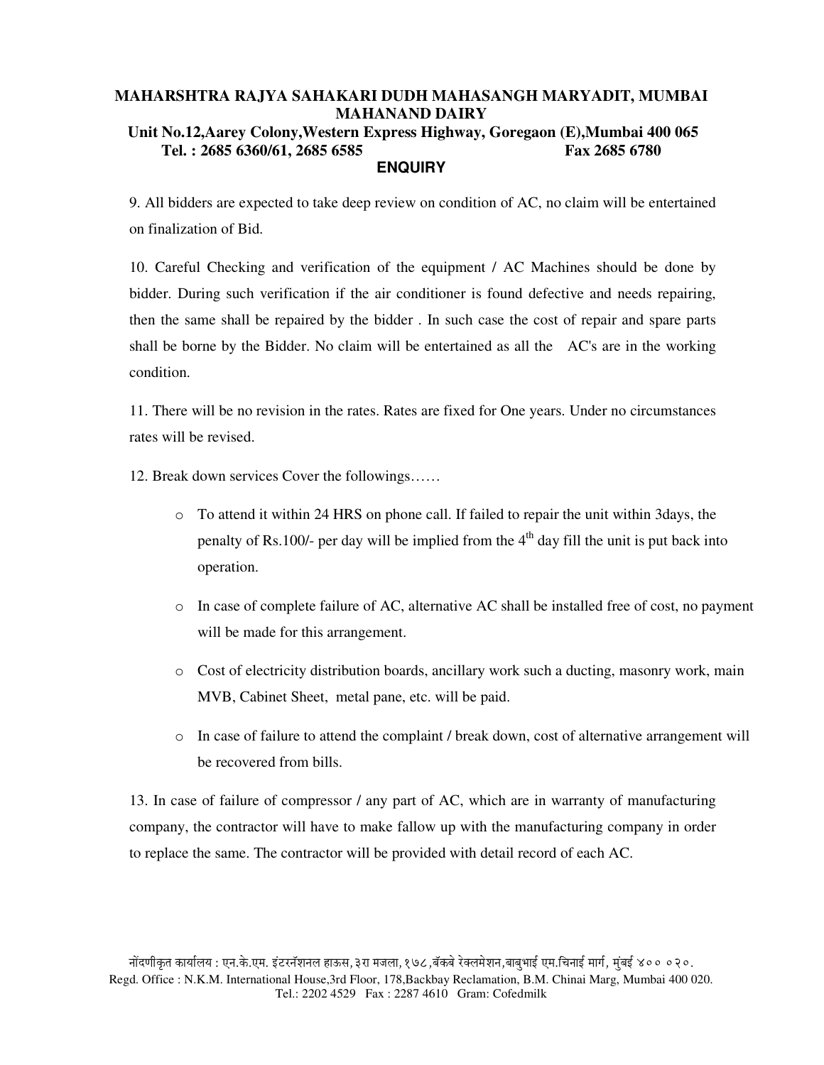# MAHARSHTRA RAJYA SAHAKARI DUDH MAHASANGH MARYADIT, MUMBAI
# MAHANAND DAIRY

**Unit No.12,Aarey Colony,Western Express Highway, Goregaon (E),Mumbai 400 065**
**Tel. : 2685 6360/61, 2685 6585 Fax 2685 6780**

## ENQUIRY

9. All bidders are expected to take deep review on condition of AC, no claim will be entertained on finalization of Bid.

10. Careful Checking and verification of the equipment / AC Machines should be done by bidder. During such verification if the air conditioner is found defective and needs repairing, then the same shall be repaired by the bidder . In such case the cost of repair and spare parts shall be borne by the Bidder. No claim will be entertained as all the AC's are in the working condition.

11. There will be no revision in the rates. Rates are fixed for One years. Under no circumstances rates will be revised.

12. Break down services Cover the followings……

- To attend it within 24 HRS on phone call. If failed to repair the unit within 3days, the penalty of Rs.100/- per day will be implied from the 4th day fill the unit is put back into operation.
- In case of complete failure of AC, alternative AC shall be installed free of cost, no payment will be made for this arrangement.
- Cost of electricity distribution boards, ancillary work such a ducting, masonry work, main MVB, Cabinet Sheet, metal pane, etc. will be paid.
- In case of failure to attend the complaint / break down, cost of alternative arrangement will be recovered from bills.

13. In case of failure of compressor / any part of AC, which are in warranty of manufacturing company, the contractor will have to make fallow up with the manufacturing company in order to replace the same. The contractor will be provided with detail record of each AC.

नोंदणीकृत कार्यालय : एन.के.एम. इंटरनॅशनल हाऊस, ३रा मजला, १७८, बॅकबे रेक्लमेशन, बाबुभाई एम.चिनाई मार्ग, मुंबई ४०० ०२०.
Regd. Office : N.K.M. International House,3rd Floor, 178,Backbay Reclamation, B.M. Chinai Marg, Mumbai 400 020.
Tel.: 2202 4529 Fax : 2287 4610 Gram: Cofedmilk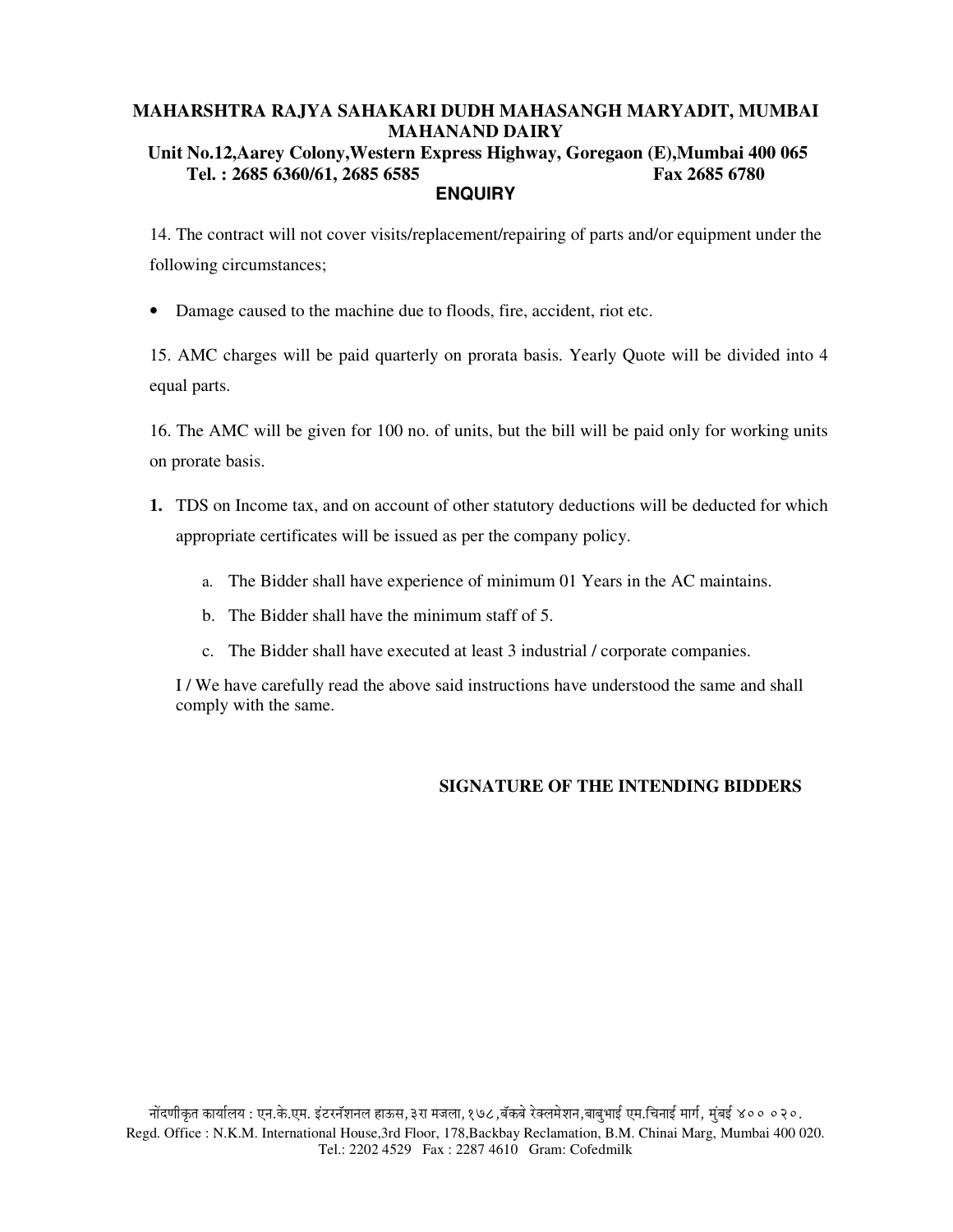**MAHARSHTRA RAJYA SAHAKARI DUDH MAHASANGH MARYADIT, MUMBAI**
**MAHANAND DAIRY**
**Unit No.12,Aarey Colony,Western Express Highway, Goregaon (E),Mumbai 400 065**
**Tel. : 2685 6360/61, 2685 6585 Fax 2685 6780**

## ENQUIRY

14. The contract will not cover visits/replacement/repairing of parts and/or equipment under the following circumstances;

- Damage caused to the machine due to floods, fire, accident, riot etc.

15. AMC charges will be paid quarterly on prorata basis. Yearly Quote will be divided into 4 equal parts.

16. The AMC will be given for 100 no. of units, but the bill will be paid only for working units on prorate basis.

**1.** TDS on Income tax, and on account of other statutory deductions will be deducted for which appropriate certificates will be issued as per the company policy.

   a. The Bidder shall have experience of minimum 01 Years in the AC maintains.

   b. The Bidder shall have the minimum staff of 5.

   c. The Bidder shall have executed at least 3 industrial / corporate companies.

I / We have carefully read the above said instructions have understood the same and shall comply with the same.

**SIGNATURE OF THE INTENDING BIDDERS**

नोंदणीकृत कार्यालय : एन.के.एम. इंटरनॅशनल हाऊस, ३रा मजला, १७८, बॅकबे रेक्लमेशन, बाबुभाई एम.चिनाई मार्ग, मुंबई ४०० ०२०.
Regd. Office : N.K.M. International House,3rd Floor, 178,Backbay Reclamation, B.M. Chinai Marg, Mumbai 400 020.
Tel.: 2202 4529 Fax : 2287 4610 Gram: Cofedmilk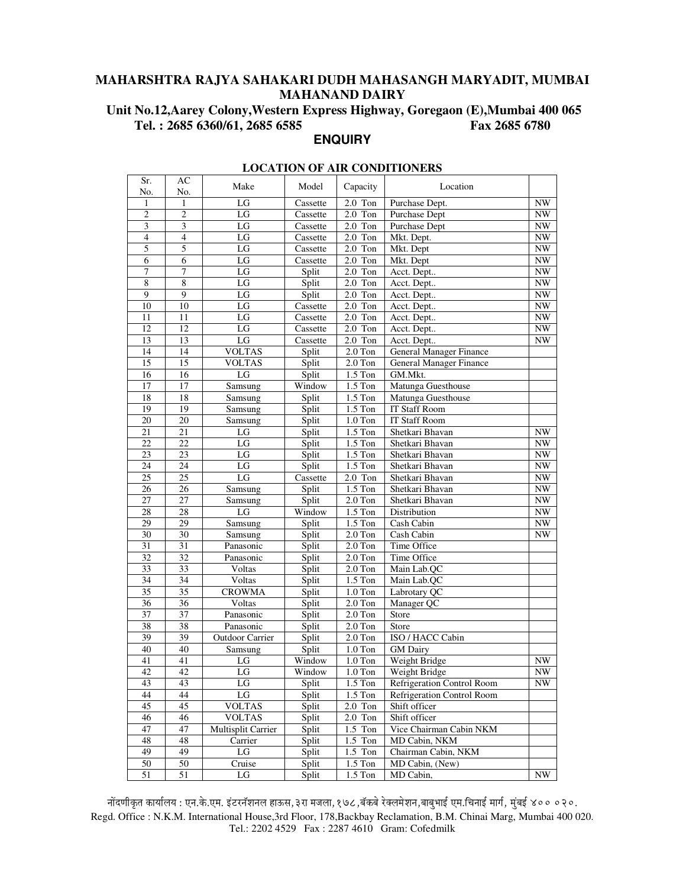# MAHARSHTRA RAJYA SAHAKARI DUDH MAHASANGH MARYADIT, MUMBAI
# MAHANAND DAIRY

**Unit No.12,Aarey Colony,Western Express Highway, Goregaon (E),Mumbai 400 065**
**Tel. : 2685 6360/61, 2685 6585 Fax 2685 6780**

## ENQUIRY

### LOCATION OF AIR CONDITIONERS

| Sr. No. | AC No. | Make | Model | Capacity | Location | |
|---|---|---|---|---|---|---|
| 1 | 1 | LG | Cassette | 2.0 Ton | Purchase Dept. | NW |
| 2 | 2 | LG | Cassette | 2.0 Ton | Purchase Dept | NW |
| 3 | 3 | LG | Cassette | 2.0 Ton | Purchase Dept | NW |
| 4 | 4 | LG | Cassette | 2.0 Ton | Mkt. Dept. | NW |
| 5 | 5 | LG | Cassette | 2.0 Ton | Mkt. Dept | NW |
| 6 | 6 | LG | Cassette | 2.0 Ton | Mkt. Dept | NW |
| 7 | 7 | LG | Split | 2.0 Ton | Acct. Dept.. | NW |
| 8 | 8 | LG | Split | 2.0 Ton | Acct. Dept.. | NW |
| 9 | 9 | LG | Split | 2.0 Ton | Acct. Dept.. | NW |
| 10 | 10 | LG | Cassette | 2.0 Ton | Acct. Dept.. | NW |
| 11 | 11 | LG | Cassette | 2.0 Ton | Acct. Dept.. | NW |
| 12 | 12 | LG | Cassette | 2.0 Ton | Acct. Dept.. | NW |
| 13 | 13 | LG | Cassette | 2.0 Ton | Acct. Dept.. | NW |
| 14 | 14 | VOLTAS | Split | 2.0 Ton | General Manager Finance | |
| 15 | 15 | VOLTAS | Split | 2.0 Ton | General Manager Finance | |
| 16 | 16 | LG | Split | 1.5 Ton | GM.Mkt. | |
| 17 | 17 | Samsung | Window | 1.5 Ton | Matunga Guesthouse | |
| 18 | 18 | Samsung | Split | 1.5 Ton | Matunga Guesthouse | |
| 19 | 19 | Samsung | Split | 1.5 Ton | IT Staff Room | |
| 20 | 20 | Samsung | Split | 1.0 Ton | IT Staff Room | |
| 21 | 21 | LG | Split | 1.5 Ton | Shetkari Bhavan | NW |
| 22 | 22 | LG | Split | 1.5 Ton | Shetkari Bhavan | NW |
| 23 | 23 | LG | Split | 1.5 Ton | Shetkari Bhavan | NW |
| 24 | 24 | LG | Split | 1.5 Ton | Shetkari Bhavan | NW |
| 25 | 25 | LG | Cassette | 2.0 Ton | Shetkari Bhavan | NW |
| 26 | 26 | Samsung | Split | 1.5 Ton | Shetkari Bhavan | NW |
| 27 | 27 | Samsung | Split | 2.0 Ton | Shetkari Bhavan | NW |
| 28 | 28 | LG | Window | 1.5 Ton | Distribution | NW |
| 29 | 29 | Samsung | Split | 1.5 Ton | Cash Cabin | NW |
| 30 | 30 | Samsung | Split | 2.0 Ton | Cash Cabin | NW |
| 31 | 31 | Panasonic | Split | 2.0 Ton | Time Office | |
| 32 | 32 | Panasonic | Split | 2.0 Ton | Time Office | |
| 33 | 33 | Voltas | Split | 2.0 Ton | Main Lab.QC | |
| 34 | 34 | Voltas | Split | 1.5 Ton | Main Lab.QC | |
| 35 | 35 | CROWMA | Split | 1.0 Ton | Labrotary QC | |
| 36 | 36 | Voltas | Split | 2.0 Ton | Manager QC | |
| 37 | 37 | Panasonic | Split | 2.0 Ton | Store | |
| 38 | 38 | Panasonic | Split | 2.0 Ton | Store | |
| 39 | 39 | Outdoor Carrier | Split | 2.0 Ton | ISO / HACC Cabin | |
| 40 | 40 | Samsung | Split | 1.0 Ton | GM Dairy | |
| 41 | 41 | LG | Window | 1.0 Ton | Weight Bridge | NW |
| 42 | 42 | LG | Window | 1.0 Ton | Weight Bridge | NW |
| 43 | 43 | LG | Split | 1.5 Ton | Refrigeration Control Room | NW |
| 44 | 44 | LG | Split | 1.5 Ton | Refrigeration Control Room | |
| 45 | 45 | VOLTAS | Split | 2.0 Ton | Shift officer | |
| 46 | 46 | VOLTAS | Split | 2.0 Ton | Shift officer | |
| 47 | 47 | Multisplit Carrier | Split | 1.5 Ton | Vice Chairman Cabin NKM | |
| 48 | 48 | Carrier | Split | 1.5 Ton | MD Cabin, NKM | |
| 49 | 49 | LG | Split | 1.5 Ton | Chairman Cabin, NKM | |
| 50 | 50 | Cruise | Split | 1.5 Ton | MD Cabin, (New) | |
| 51 | 51 | LG | Split | 1.5 Ton | MD Cabin, | NW |

नोंदणीकृत कार्यालय : एन.के.एम. इंटरनॅशनल हाऊस, ३रा मजला, १७८, बॅकबे रेक्लमेशन, बाबुभाई एम.चिनाई मार्ग, मुंबई ४०० ०२०.
Regd. Office : N.K.M. International House,3rd Floor, 178,Backbay Reclamation, B.M. Chinai Marg, Mumbai 400 020.
Tel.: 2202 4529 Fax : 2287 4610 Gram: Cofedmilk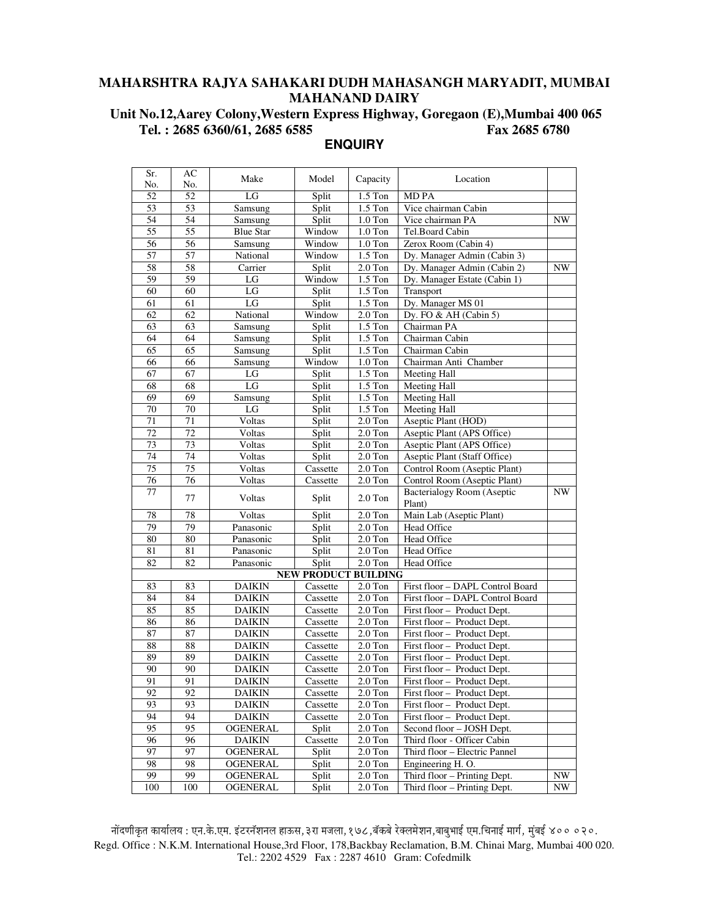## MAHARSHTRA RAJYA SAHAKARI DUDH MAHASANGH MARYADIT, MUMBAI
## MAHANAND DAIRY

**Unit No.12,Aarey Colony,Western Express Highway, Goregaon (E),Mumbai 400 065**
**Tel. : 2685 6360/61, 2685 6585 Fax 2685 6780**

**ENQUIRY**

| Sr. No. | AC No. | Make | Model | Capacity | Location | |
|---|---|---|---|---|---|---|
| 52 | 52 | LG | Split | 1.5 Ton | MD PA | |
| 53 | 53 | Samsung | Split | 1.5 Ton | Vice chairman Cabin | |
| 54 | 54 | Samsung | Split | 1.0 Ton | Vice chairman PA | NW |
| 55 | 55 | Blue Star | Window | 1.0 Ton | Tel.Board Cabin | |
| 56 | 56 | Samsung | Window | 1.0 Ton | Zerox Room (Cabin 4) | |
| 57 | 57 | National | Window | 1.5 Ton | Dy. Manager Admin (Cabin 3) | |
| 58 | 58 | Carrier | Split | 2.0 Ton | Dy. Manager Admin (Cabin 2) | NW |
| 59 | 59 | LG | Window | 1.5 Ton | Dy. Manager Estate (Cabin 1) | |
| 60 | 60 | LG | Split | 1.5 Ton | Transport | |
| 61 | 61 | LG | Split | 1.5 Ton | Dy. Manager MS 01 | |
| 62 | 62 | National | Window | 2.0 Ton | Dy. FO & AH (Cabin 5) | |
| 63 | 63 | Samsung | Split | 1.5 Ton | Chairman PA | |
| 64 | 64 | Samsung | Split | 1.5 Ton | Chairman Cabin | |
| 65 | 65 | Samsung | Split | 1.5 Ton | Chairman Cabin | |
| 66 | 66 | Samsung | Window | 1.0 Ton | Chairman Anti Chamber | |
| 67 | 67 | LG | Split | 1.5 Ton | Meeting Hall | |
| 68 | 68 | LG | Split | 1.5 Ton | Meeting Hall | |
| 69 | 69 | Samsung | Split | 1.5 Ton | Meeting Hall | |
| 70 | 70 | LG | Split | 1.5 Ton | Meeting Hall | |
| 71 | 71 | Voltas | Split | 2.0 Ton | Aseptic Plant (HOD) | |
| 72 | 72 | Voltas | Split | 2.0 Ton | Aseptic Plant (APS Office) | |
| 73 | 73 | Voltas | Split | 2.0 Ton | Aseptic Plant (APS Office) | |
| 74 | 74 | Voltas | Split | 2.0 Ton | Aseptic Plant (Staff Office) | |
| 75 | 75 | Voltas | Cassette | 2.0 Ton | Control Room (Aseptic Plant) | |
| 76 | 76 | Voltas | Cassette | 2.0 Ton | Control Room (Aseptic Plant) | |
| 77 | 77 | Voltas | Split | 2.0 Ton | Bacterialogy Room (Aseptic Plant) | NW |
| 78 | 78 | Voltas | Split | 2.0 Ton | Main Lab (Aseptic Plant) | |
| 79 | 79 | Panasonic | Split | 2.0 Ton | Head Office | |
| 80 | 80 | Panasonic | Split | 2.0 Ton | Head Office | |
| 81 | 81 | Panasonic | Split | 2.0 Ton | Head Office | |
| 82 | 82 | Panasonic | Split | 2.0 Ton | Head Office | |
| **NEW PRODUCT BUILDING** | | | | | | |
| 83 | 83 | DAIKIN | Cassette | 2.0 Ton | First floor – DAPL Control Board | |
| 84 | 84 | DAIKIN | Cassette | 2.0 Ton | First floor – DAPL Control Board | |
| 85 | 85 | DAIKIN | Cassette | 2.0 Ton | First floor – Product Dept. | |
| 86 | 86 | DAIKIN | Cassette | 2.0 Ton | First floor – Product Dept. | |
| 87 | 87 | DAIKIN | Cassette | 2.0 Ton | First floor – Product Dept. | |
| 88 | 88 | DAIKIN | Cassette | 2.0 Ton | First floor – Product Dept. | |
| 89 | 89 | DAIKIN | Cassette | 2.0 Ton | First floor – Product Dept. | |
| 90 | 90 | DAIKIN | Cassette | 2.0 Ton | First floor – Product Dept. | |
| 91 | 91 | DAIKIN | Cassette | 2.0 Ton | First floor – Product Dept. | |
| 92 | 92 | DAIKIN | Cassette | 2.0 Ton | First floor – Product Dept. | |
| 93 | 93 | DAIKIN | Cassette | 2.0 Ton | First floor – Product Dept. | |
| 94 | 94 | DAIKIN | Cassette | 2.0 Ton | First floor – Product Dept. | |
| 95 | 95 | OGENERAL | Split | 2.0 Ton | Second floor – JOSH Dept. | |
| 96 | 96 | DAIKIN | Cassette | 2.0 Ton | Third floor - Officer Cabin | |
| 97 | 97 | OGENERAL | Split | 2.0 Ton | Third floor – Electric Pannel | |
| 98 | 98 | OGENERAL | Split | 2.0 Ton | Engineering H. O. | |
| 99 | 99 | OGENERAL | Split | 2.0 Ton | Third floor – Printing Dept. | NW |
| 100 | 100 | OGENERAL | Split | 2.0 Ton | Third floor – Printing Dept. | NW |

नोंदणीकृत कार्यालय : एन.के.एम. इंटरनॅशनल हाऊस, ३रा मजला, १७८, बॅकबे रेक्लमेशन, बाबुभाई एम.चिनाई मार्ग, मुंबई ४०० ०२०.
Regd. Office : N.K.M. International House,3rd Floor, 178,Backbay Reclamation, B.M. Chinai Marg, Mumbai 400 020.
Tel.: 2202 4529 Fax : 2287 4610 Gram: Cofedmilk